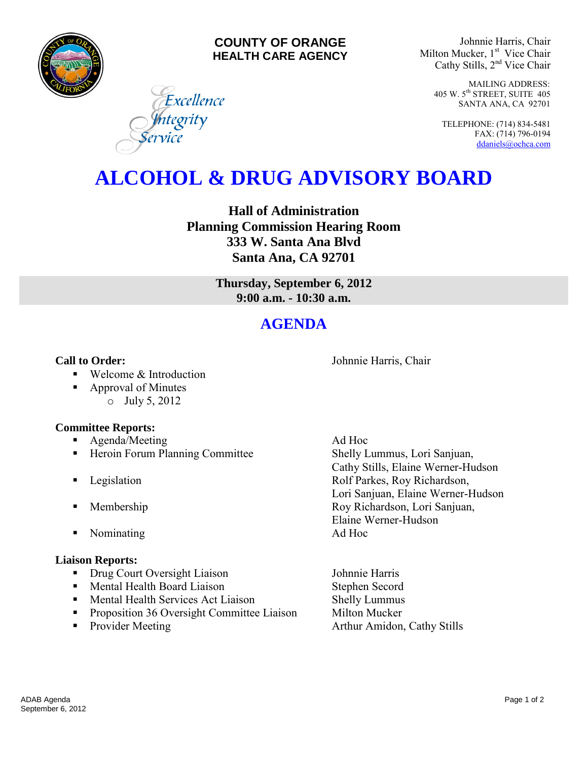**COUNTY OF ORANGE**
**HEALTH CARE AGENCY**

*Excellence*
*Integrity*
*Service*

Johnnie Harris, Chair
Milton Mucker, 1st Vice Chair
Cathy Stills, 2nd Vice Chair

MAILING ADDRESS:
405 W. 5th STREET, SUITE 405
SANTA ANA, CA 92701

TELEPHONE: (714) 834-5481
FAX: (714) 796-0194
ddaniels@ochca.com

# ALCOHOL & DRUG ADVISORY BOARD

**Hall of Administration**
**Planning Commission Hearing Room**
**333 W. Santa Ana Blvd**
**Santa Ana, CA 92701**

**Thursday, September 6, 2012**
**9:00 a.m. - 10:30 a.m.**

## AGENDA

**Call to Order:** Johnnie Harris, Chair

- Welcome & Introduction
- Approval of Minutes
  - July 5, 2012

**Committee Reports:**

- Agenda/Meeting — Ad Hoc
- Heroin Forum Planning Committee — Shelly Lummus, Lori Sanjuan, Cathy Stills, Elaine Werner-Hudson
- Legislation — Rolf Parkes, Roy Richardson, Lori Sanjuan, Elaine Werner-Hudson
- Membership — Roy Richardson, Lori Sanjuan, Elaine Werner-Hudson
- Nominating — Ad Hoc

**Liaison Reports:**

- Drug Court Oversight Liaison — Johnnie Harris
- Mental Health Board Liaison — Stephen Secord
- Mental Health Services Act Liaison — Shelly Lummus
- Proposition 36 Oversight Committee Liaison — Milton Mucker
- Provider Meeting — Arthur Amidon, Cathy Stills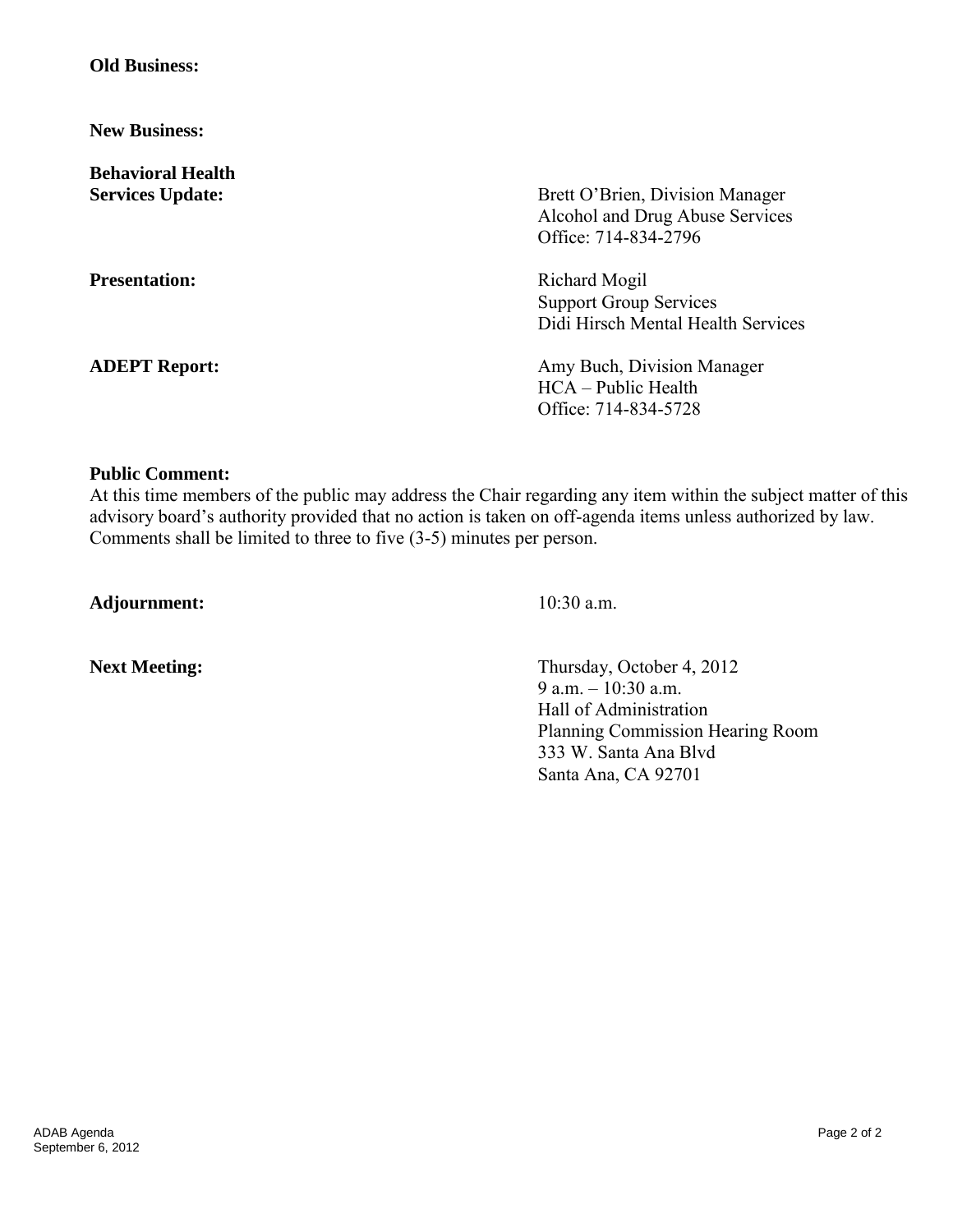**Old Business:**

**New Business:**

**Behavioral Health Services Update:** Brett O'Brien, Division Manager
Alcohol and Drug Abuse Services
Office: 714-834-2796

**Presentation:** Richard Mogil
Support Group Services
Didi Hirsch Mental Health Services

**ADEPT Report:** Amy Buch, Division Manager
HCA – Public Health
Office: 714-834-5728

**Public Comment:**
At this time members of the public may address the Chair regarding any item within the subject matter of this advisory board's authority provided that no action is taken on off-agenda items unless authorized by law. Comments shall be limited to three to five (3-5) minutes per person.

**Adjournment:** 10:30 a.m.

**Next Meeting:** Thursday, October 4, 2012
9 a.m. – 10:30 a.m.
Hall of Administration
Planning Commission Hearing Room
333 W. Santa Ana Blvd
Santa Ana, CA 92701